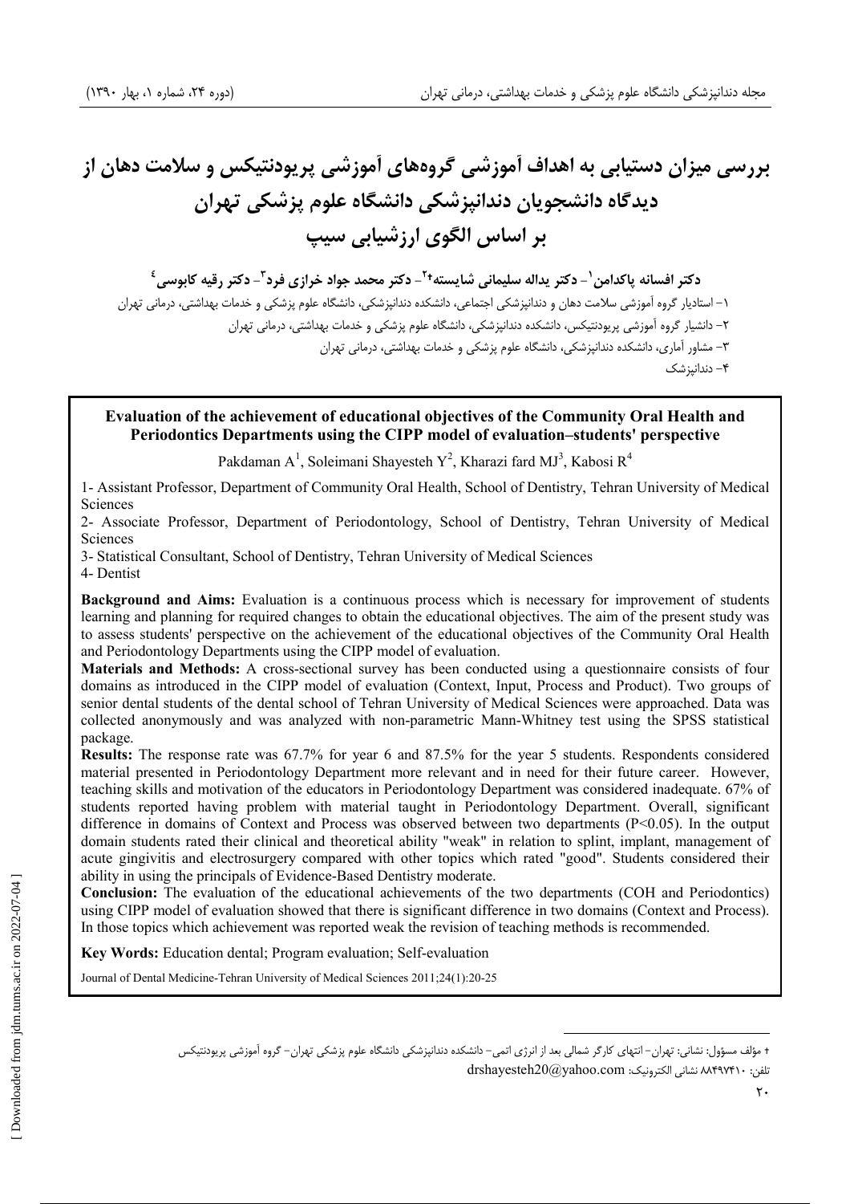# بررسی میزان دستیابی به اهداف آموزشی گروه‌های آموزشی پریودنتیکس و سلامت دهان از دیدگاه دانشجویان دندانپزشکی دانشگاه علوم پزشکی تهران بر اساس الگوی ارزشیابی سیپ

**دکتر افسانه پاکدامن[1] - دکتر یداله سلیمانی شایسته[2]† - دکتر محمد جواد خرازی فرد[3] - دکتر رقیه کابوسی[4]**

۱- استادیار گروه آموزشی سلامت دهان و دندانپزشکی اجتماعی، دانشکده دندانپزشکی، دانشگاه علوم پزشکی و خدمات بهداشتی، درمانی تهران

۲- دانشیار گروه آموزشی پریودنتیکس، دانشکده دندانپزشکی، دانشگاه علوم پزشکی و خدمات بهداشتی، درمانی تهران

۳- مشاور آماری، دانشکده دندانپزشکی، دانشگاه علوم پزشکی و خدمات بهداشتی، درمانی تهران

۴- دندانپزشک

## Evaluation of the achievement of educational objectives of the Community Oral Health and Periodontics Departments using the CIPP model of evaluation–students' perspective

Pakdaman A[1], Soleimani Shayesteh Y[2], Kharazi fard MJ[3], Kabosi R[4]

1- Assistant Professor, Department of Community Oral Health, School of Dentistry, Tehran University of Medical Sciences

2- Associate Professor, Department of Periodontology, School of Dentistry, Tehran University of Medical Sciences

3- Statistical Consultant, School of Dentistry, Tehran University of Medical Sciences

4- Dentist

**Background and Aims:** Evaluation is a continuous process which is necessary for improvement of students learning and planning for required changes to obtain the educational objectives. The aim of the present study was to assess students' perspective on the achievement of the educational objectives of the Community Oral Health and Periodontology Departments using the CIPP model of evaluation.

**Materials and Methods:** A cross-sectional survey has been conducted using a questionnaire consists of four domains as introduced in the CIPP model of evaluation (Context, Input, Process and Product). Two groups of senior dental students of the dental school of Tehran University of Medical Sciences were approached. Data was collected anonymously and was analyzed with non-parametric Mann-Whitney test using the SPSS statistical package.

**Results:** The response rate was 67.7% for year 6 and 87.5% for the year 5 students. Respondents considered material presented in Periodontology Department more relevant and in need for their future career. However, teaching skills and motivation of the educators in Periodontology Department was considered inadequate. 67% of students reported having problem with material taught in Periodontology Department. Overall, significant difference in domains of Context and Process was observed between two departments ($P<0.05$). In the output domain students rated their clinical and theoretical ability "weak" in relation to splint, implant, management of acute gingivitis and electrosurgery compared with other topics which rated "good". Students considered their ability in using the principals of Evidence-Based Dentistry moderate.

**Conclusion:** The evaluation of the educational achievements of the two departments (COH and Periodontics) using CIPP model of evaluation showed that there is significant difference in two domains (Context and Process). In those topics which achievement was reported weak the revision of teaching methods is recommended.

**Key Words:** Education dental; Program evaluation; Self-evaluation

Journal of Dental Medicine-Tehran University of Medical Sciences 2011;24(1):20-25

† مؤلف مسؤول: نشانی: تهران- انتهای کارگر شمالی بعد از انرژی اتمی- دانشکده دندانپزشکی دانشگاه علوم پزشکی تهران- گروه آموزشی پریودنتیکس
تلفن: ۸۸۴۹۷۴۱۰ نشانی الکترونیک: drshayesteh20@yahoo.com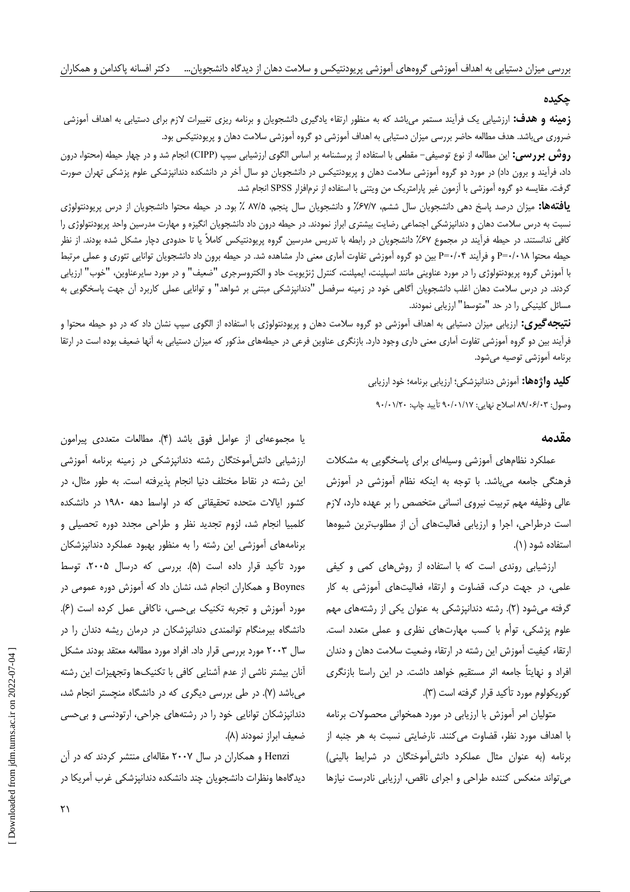## چکیده

**زمینه و هدف:** ارزشیابی یک فرآیند مستمر می‌باشد که به منظور ارتقاء یادگیری دانشجویان و برنامه ریزی تغییرات لازم برای دستیابی به اهداف آموزشی ضروری می‌باشد. هدف مطالعه حاضر بررسی میزان دستیابی به اهداف آموزشی دو گروه آموزشی سلامت دهان و پریودنتیکس بود.

**روش بررسی:** این مطالعه از نوع توصیفی- مقطعی با استفاده از پرسشنامه بر اساس الگوی ارزشیابی سیپ (CIPP) انجام شد و در چهار حیطه (محتوا، درون داد، فرآیند و برون داد) در مورد دو گروه آموزشی سلامت دهان و پریودنتیکس در دانشجویان دو سال آخر در دانشکده دندانپزشکی علوم پزشکی تهران صورت گرفت. مقایسه دو گروه آموزشی با آزمون غیر پارامتریک من ویتنی با استفاده از نرم‌افزار SPSS انجام شد.

**یافته‌ها:** میزان درصد پاسخ دهی دانشجویان سال ششم، ۶۷/۷٪ و دانشجویان سال پنجم، ۸۷/۵ ٪ بود. در حیطه محتوا دانشجویان از درس پریودنتولوژی نسبت به درس سلامت دهان و دندانپزشکی اجتماعی رضایت بیشتری ابراز نمودند. در حیطه درون داد دانشجویان انگیزه و مهارت مدرسین واحد پریودنتولوژی را کافی ندانستند. در حیطه فرآیند در مجموع ۶۷٪ دانشجویان در رابطه با تدریس مدرسین گروه پریودنتیکس کاملاً یا تا حدودی دچار مشکل شده بودند. از نظر حیطه محتوا P=۰/۰۱۸ و فرآیند P=۰/۰۴ بین دو گروه آموزشی تفاوت آماری معنی دار مشاهده شد. در حیطه برون داد دانشجویان توانایی تئوری و عملی مرتبط با آموزش گروه پریودنتولوژی را در مورد عناوینی مانند ایمپلنت، کنترل ژنژیویت حاد و الکتروسرجری "ضعیف" و در مورد سایرعناوین، "خوب" ارزیابی کردند. در درس سلامت دهان اغلب دانشجویان آگاهی خود در زمینه سرفصل "دندانپزشکی مبتنی بر شواهد" و توانایی عملی کاربرد آن جهت پاسخگویی به مسائل کلینیکی را در حد "متوسط" ارزیابی نمودند.

**نتیجه‌گیری:** ارزیابی میزان دستیابی به اهداف آموزشی دو گروه سلامت دهان و پریودنتولوژی با استفاده از الگوی سیپ نشان داد که در دو حیطه محتوا و فرآیند بین دو گروه آموزشی تفاوت آماری معنی داری وجود دارد. بازنگری عناوین فرعی در حیطه‌های مذکور که میزان دستیابی به آنها ضعیف بوده است در ارتقا برنامه آموزشی توصیه می‌شود.

**کلید واژه‌ها:** آموزش دندانپزشکی؛ ارزیابی برنامه؛ خود ارزیابی

وصول: ۸۹/۰۶/۰۳ اصلاح نهایی: ۹۰/۰۱/۱۷ تأیید چاپ: ۹۰/۰۱/۲۰

## مقدمه

عملکرد نظام‌های آموزشی وسیله‌ای برای پاسخگویی به مشکلات فرهنگی جامعه می‌باشد. با توجه به اینکه نظام آموزشی در آموزش عالی وظیفه مهم تربیت نیروی انسانی متخصص را بر عهده دارد، لازم است درطراحی، اجرا و ارزیابی فعالیت‌های آن از مطلوب‌ترین شیوه‌ها استفاده شود (۱).

ارزشیابی روندی است که با استفاده از روش‌های کمی و کیفی علمی، در جهت درک، قضاوت و ارتقاء فعالیت‌های آموزشی به کار گرفته می‌شود (۲). رشته دندانپزشکی به عنوان یکی از رشته‌های مهم علوم پزشکی، توأم با کسب مهارت‌های نظری و عملی متعدد است. ارتقاء کیفیت آموزش این رشته در ارتقاء وضعیت سلامت دهان و دندان افراد و نهایتاً جامعه اثر مستقیم خواهد داشت. در این راستا بازنگری کوریکولوم مورد تأکید قرار گرفته است (۳).

متولیان امر آموزش با ارزیابی در مورد همخوانی محصولات برنامه با اهداف مورد نظر، قضاوت می‌کنند. نارضایتی نسبت به هر جنبه از برنامه (به عنوان مثال عملکرد دانش‌آموختگان در شرایط بالینی) می‌تواند منعکس کننده طراحی و اجرای ناقص، ارزیابی نادرست نیازها یا مجموعه‌ای از عوامل فوق باشد (۴). مطالعات متعددی پیرامون ارزشیابی دانش‌آموختگان رشته دندانپزشکی در زمینه برنامه آموزشی این رشته در نقاط مختلف دنیا انجام پذیرفته است. به طور مثال، در کشور ایالات متحده تحقیقاتی که در اواسط دهه ۱۹۸۰ در دانشکده کلمبیا انجام شد، لزوم تجدید نظر و طراحی مجدد دوره تحصیلی و برنامه‌های آموزشی این رشته را به منظور بهبود عملکرد دندانپزشکان مورد تأکید قرار داده است (۵). بررسی که درسال ۲۰۰۵، توسط Boynes و همکاران انجام شد، نشان داد که آموزش دوره عمومی در مورد آموزش و تجربه تکنیک بی‌حسی، ناکافی عمل کرده است (۶). دانشگاه بیرمنگام توانمندی دندانپزشکان در درمان ریشه دندان را در سال ۲۰۰۳ مورد بررسی قرار داد. افراد مورد مطالعه معتقد بودند مشکل آنان بیشتر ناشی از عدم آشنایی کافی با تکنیک‌ها وتجهیزات این رشته می‌باشد (۷). در طی بررسی دیگری که در دانشگاه منچستر انجام شد، دندانپزشکان توانایی خود را در رشته‌های جراحی، ارتودنسی و بی‌حسی ضعیف ابراز نمودند (۸).

Henzi و همکاران در سال ۲۰۰۷ مقاله‌ای منتشر کردند که در آن دیدگاه‌ها ونظرات دانشجویان چند دانشکده دندانپزشکی غرب آمریکا در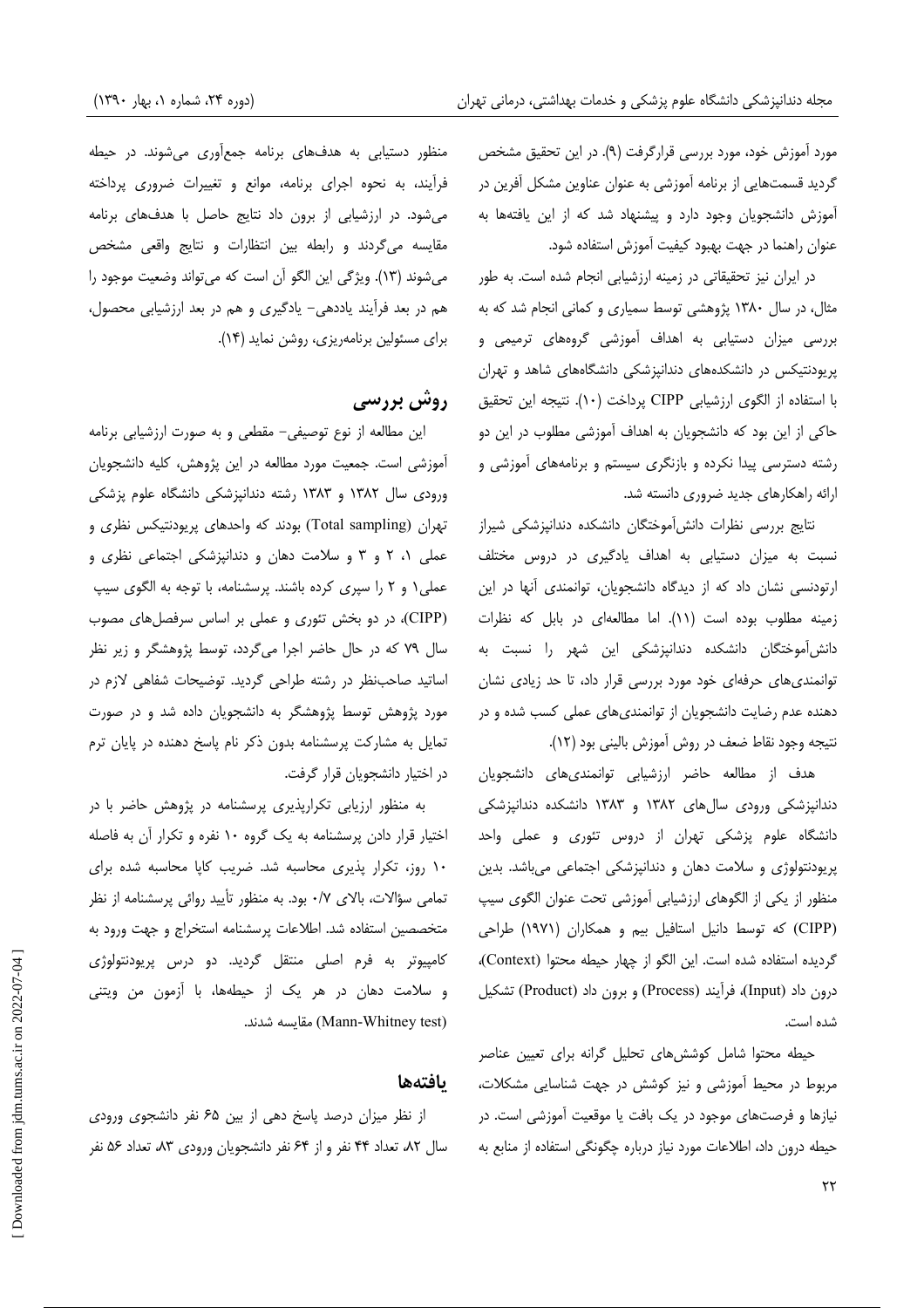مورد آموزش خود، مورد بررسی قرارگرفت (۹). در این تحقیق مشخص گردید قسمت‌هایی از برنامه آموزشی به عنوان عناوین مشکل آفرین در آموزش دانشجویان وجود دارد و پیشنهاد شد که از این یافته‌ها به عنوان راهنما در جهت بهبود کیفیت آموزش استفاده شود.

در ایران نیز تحقیقاتی در زمینه ارزشیابی انجام شده است. به طور مثال، در سال ۱۳۸۰ پژوهشی توسط سمیاری و کمانی انجام شد که به بررسی میزان دستیابی به اهداف آموزشی گروه‌های ترمیمی و پریودنتیکس در دانشکده‌های دندانپزشکی دانشگاه‌های شاهد و تهران با استفاده از الگوی ارزشیابی CIPP پرداخت (۱۰). نتیجه این تحقیق حاکی از این بود که دانشجویان به اهداف آموزشی مطلوب در این دو رشته دسترسی پیدا نکرده و بازنگری سیستم و برنامه‌های آموزشی و ارائه راهکارهای جدید ضروری دانسته شد.

نتایج بررسی نظرات دانش‌آموختگان دانشکده دندانپزشکی شیراز نسبت به میزان دستیابی به اهداف یادگیری در دروس مختلف ارتودنسی نشان داد که از دیدگاه دانشجویان، توانمندی آنها در این زمینه مطلوب بوده است (۱۱). اما مطالعه‌ای در بابل که نظرات دانش‌آموختگان دانشکده دندانپزشکی این شهر را نسبت به توانمندی‌های حرفه‌ای خود مورد بررسی قرار داد، تا حد زیادی نشان دهنده عدم رضایت دانشجویان از توانمندی‌های عملی کسب شده و در نتیجه وجود نقاط ضعف در روش آموزش بالینی بود (۱۲).

هدف از مطالعه حاضر ارزشیابی توانمندی‌های دانشجویان دندانپزشکی ورودی سال‌های ۱۳۸۲ و ۱۳۸۳ دانشکده دندانپزشکی دانشگاه علوم پزشکی تهران از دروس تئوری و عملی واحد پریودنتولوژی و سلامت دهان و دندانپزشکی اجتماعی می‌باشد. بدین منظور از یکی از الگوهای ارزشیابی آموزشی تحت عنوان الگوی سیپ (CIPP) که توسط دانیل استافیل بیم و همکاران (۱۹۷۱) طراحی گردیده استفاده شده است. این الگو از چهار حیطه محتوا (Context)، درون داد (Input)، فرآیند (Process) و برون داد (Product) تشکیل شده است.

حیطه محتوا شامل کوشش‌های تحلیل گرانه برای تعیین عناصر مربوط در محیط آموزشی و نیز کوشش در جهت شناسایی مشکلات، نیازها و فرصت‌های موجود در یک بافت یا موقعیت آموزشی است. در حیطه درون داد، اطلاعات مورد نیاز درباره چگونگی استفاده از منابع به منظور دستیابی به هدف‌های برنامه جمع‌آوری می‌شوند. در حیطه فرآیند، به نحوه اجرای برنامه، موانع و تغییرات ضروری پرداخته می‌شود. در ارزشیابی از برون داد نتایج حاصل با هدف‌های برنامه مقایسه می‌گردند و رابطه بین انتظارات و نتایج واقعی مشخص می‌شوند (۱۳). ویژگی این الگو آن است که می‌تواند وضعیت موجود را هم در بعد فرآیند یاددهی- یادگیری و هم در بعد ارزشیابی محصول، برای مسئولین برنامه‌ریزی، روشن نماید (۱۴).

## روش بررسی

این مطالعه از نوع توصیفی- مقطعی و به صورت ارزشیابی برنامه آموزشی است. جمعیت مورد مطالعه در این پژوهش، کلیه دانشجویان ورودی سال ۱۳۸۲ و ۱۳۸۳ رشته دندانپزشکی دانشگاه علوم پزشکی تهران (Total sampling) بودند که واحدهای پریودنتیکس نظری و عملی ۱، ۲ و ۳ و سلامت دهان و دندانپزشکی اجتماعی نظری و عملی۱ و ۲ را سپری کرده باشند. پرسشنامه، با توجه به الگوی سیپ (CIPP)، در دو بخش تئوری و عملی بر اساس سرفصل‌های مصوب سال ۷۹ که در حال حاضر اجرا می‌گردد، توسط پژوهشگر و زیر نظر اساتید صاحب‌نظر در رشته طراحی گردید. توضیحات شفاهی لازم در مورد پژوهش توسط پژوهشگر به دانشجویان داده شد و در صورت تمایل به مشارکت پرسشنامه بدون ذکر نام پاسخ دهنده در پایان ترم در اختیار دانشجویان قرار گرفت.

به منظور ارزیابی تکرارپذیری پرسشنامه در پژوهش حاضر با در اختیار قرار دادن پرسشنامه به یک گروه ۱۰ نفره و تکرار آن به فاصله ۱۰ روز، تکرار پذیری محاسبه شد. ضریب کاپا محاسبه شده برای تمامی سؤالات، بالای ۰/۷ بود. به منظور تأیید روائی پرسشنامه از نظر متخصصین استفاده شد. اطلاعات پرسشنامه استخراج و جهت ورود به کامپیوتر به فرم اصلی منتقل گردید. دو درس پریودنتولوژی و سلامت دهان در هر یک از حیطه‌ها، با آزمون من ویتنی (Mann-Whitney test) مقایسه شدند.

## یافته‌ها

از نظر میزان درصد پاسخ دهی از بین ۶۵ نفر دانشجوی ورودی سال ۸۲، تعداد ۴۴ نفر و از ۶۴ نفر دانشجویان ورودی ۸۳، تعداد ۵۶ نفر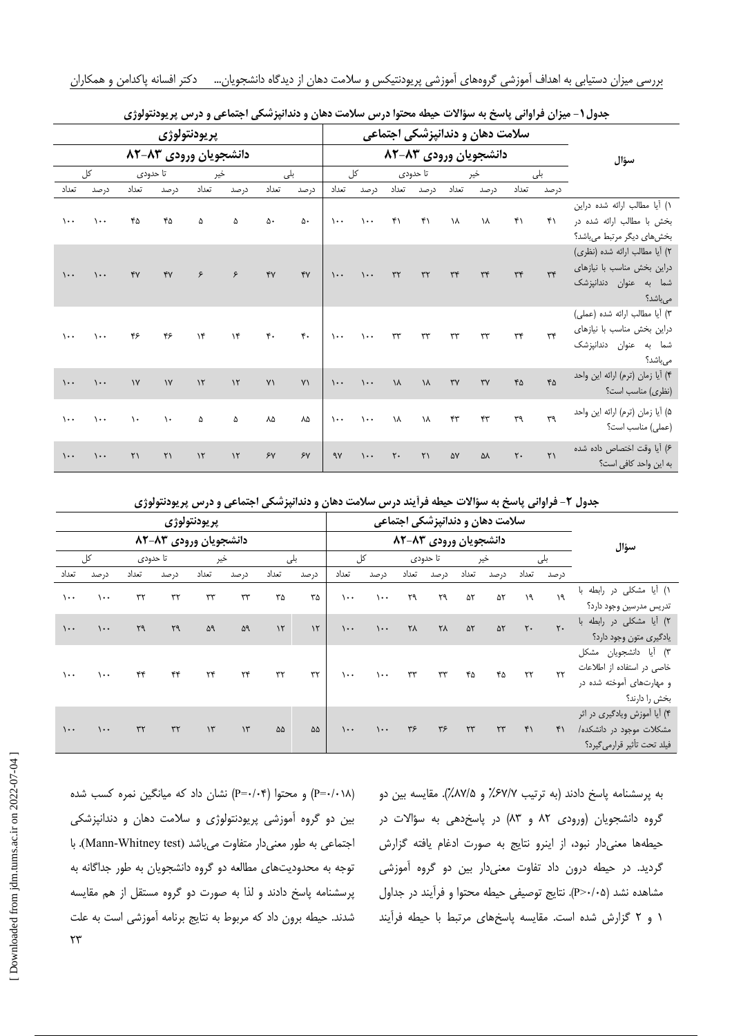جدول ۱- میزان فراوانی پاسخ به سؤالات حیطه محتوا درس سلامت دهان و دندانپزشکی اجتماعی و درس پریودنتولوژی

| سؤال | سلامت دهان و دندانپزشکی اجتماعی | | | | | | | | پریودنتولوژی | | | | | | | |
|---|---|---|---|---|---|---|---|---|---|---|---|---|---|---|---|---|
| | دانشجویان ورودی ۸۳-۸۲ | | | | | | | | دانشجویان ورودی ۸۳-۸۲ | | | | | | | |
| | بلی | | خیر | | تا حدودی | | کل | | بلی | | خیر | | تا حدودی | | کل | |
| | درصد | تعداد | درصد | تعداد | درصد | تعداد | درصد | تعداد | درصد | تعداد | درصد | تعداد | درصد | تعداد | درصد | تعداد |
| ۱) آیا مطالب ارائه شده دراین بخش با مطالب ارائه شده در بخش‌های دیگر مرتبط می‌باشد؟ | ۴۱ | ۴۱ | ۱۸ | ۱۸ | ۴۱ | ۴۱ | ۱۰۰ | ۱۰۰ | ۵۰ | ۵۰ | ۵ | ۵ | ۴۵ | ۴۵ | ۱۰۰ | ۱۰۰ |
| ۲) آیا مطالب ارائه شده (نظری) دراین بخش مناسب با نیازهای شما به عنوان دندانپزشک می‌باشد؟ | ۳۴ | ۳۴ | ۳۴ | ۳۴ | ۳۲ | ۳۲ | ۱۰۰ | ۱۰۰ | ۴۷ | ۴۷ | ۶ | ۶ | ۴۷ | ۴۷ | ۱۰۰ | ۱۰۰ |
| ۳) آیا مطالب ارائه شده (عملی) دراین بخش مناسب با نیازهای شما به عنوان دندانپزشک می‌باشد؟ | ۳۴ | ۳۴ | ۳۳ | ۳۳ | ۳۳ | ۳۳ | ۱۰۰ | ۱۰۰ | ۴۰ | ۴۰ | ۱۴ | ۱۴ | ۴۶ | ۴۶ | ۱۰۰ | ۱۰۰ |
| ۴) آیا زمان (ترم) ارائه این واحد (نظری) مناسب است؟ | ۴۵ | ۴۵ | ۳۷ | ۳۷ | ۱۸ | ۱۸ | ۱۰۰ | ۱۰۰ | ۷۱ | ۷۱ | ۱۲ | ۱۲ | ۱۷ | ۱۷ | ۱۰۰ | ۱۰۰ |
| ۵) آیا زمان (ترم) ارائه این واحد (عملی) مناسب است؟ | ۳۹ | ۳۹ | ۴۳ | ۴۳ | ۱۸ | ۱۸ | ۱۰۰ | ۱۰۰ | ۸۵ | ۸۵ | ۵ | ۵ | ۱۰ | ۱۰ | ۱۰۰ | ۱۰۰ |
| ۶) آیا وقت اختصاص داده شده به این واحد کافی است؟ | ۲۱ | ۲۰ | ۵۸ | ۵۷ | ۲۱ | ۲۰ | ۱۰۰ | ۹۷ | ۶۷ | ۶۷ | ۱۲ | ۱۲ | ۲۱ | ۲۱ | ۱۰۰ | ۱۰۰ |

جدول ۲- فراوانی پاسخ به سؤالات حیطه فرآیند درس سلامت دهان و دندانپزشکی اجتماعی و درس پریودنتولوژی

| سؤال | سلامت دهان و دندانپزشکی اجتماعی | | | | | | | | پریودنتولوژی | | | | | | | |
|---|---|---|---|---|---|---|---|---|---|---|---|---|---|---|---|---|
| | دانشجویان ورودی ۸۳-۸۲ | | | | | | | | دانشجویان ورودی ۸۳-۸۲ | | | | | | | |
| | بلی | | خیر | | تا حدودی | | کل | | بلی | | خیر | | تا حدودی | | کل | |
| | درصد | تعداد | درصد | تعداد | درصد | تعداد | درصد | تعداد | درصد | تعداد | درصد | تعداد | درصد | تعداد | درصد | تعداد |
| ۱) آیا مشکلی در رابطه با تدریس مدرسین وجود دارد؟ | ۱۹ | ۱۹ | ۵۲ | ۵۲ | ۲۹ | ۲۹ | ۱۰۰ | ۱۰۰ | ۳۵ | ۳۵ | ۳۳ | ۳۳ | ۳۲ | ۳۲ | ۱۰۰ | ۱۰۰ |
| ۲) آیا مشکلی در رابطه با یادگیری متون وجود دارد؟ | ۲۰ | ۲۰ | ۵۲ | ۵۲ | ۲۸ | ۲۸ | ۱۰۰ | ۱۰۰ | ۱۲ | ۱۲ | ۵۹ | ۵۹ | ۲۹ | ۲۹ | ۱۰۰ | ۱۰۰ |
| ۳) آیا دانشجویان مشکل خاصی در استفاده از اطلاعات و مهارت‌های آموخته شده در بخش را دارند؟ | ۲۲ | ۲۲ | ۴۵ | ۴۵ | ۳۳ | ۳۳ | ۱۰۰ | ۱۰۰ | ۳۲ | ۳۲ | ۲۴ | ۲۴ | ۴۴ | ۴۴ | ۱۰۰ | ۱۰۰ |
| ۴) آیا آموزش ویادگیری در اثر مشکلات موجود در دانشکده/ فیلد تحت تأثیر قرارمی‌گیرد؟ | ۴۱ | ۴۱ | ۲۳ | ۲۳ | ۳۶ | ۳۶ | ۱۰۰ | ۱۰۰ | ۵۵ | ۵۵ | ۱۳ | ۱۳ | ۳۲ | ۳۲ | ۱۰۰ | ۱۰۰ |

به پرسشنامه پاسخ دادند (به ترتیب ۶۷/۷٪ و ۸۷/۵٪). مقایسه بین دو گروه دانشجویان (ورودی ۸۲ و ۸۳) در پاسخ‌دهی به سؤالات در حیطه‌ها معنی‌دار نبود، از اینرو نتایج به صورت ادغام یافته گزارش گردید. در حیطه درون داد تفاوت معنی‌دار بین دو گروه آموزشی مشاهده نشد (P>۰/۰۵). نتایج توصیفی حیطه محتوا و فرآیند در جداول ۱ و ۲ گزارش شده است. مقایسه پاسخ‌های مرتبط با حیطه فرآیند (P=۰/۰۱۸) و محتوا (P=۰/۰۴) نشان داد که میانگین نمره کسب شده بین دو گروه آموزشی پریودنتولوژی و سلامت دهان و دندانپزشکی اجتماعی به طور معنی‌دار متفاوت می‌باشد (Mann-Whitney test). با توجه به محدودیت‌های مطالعه دو گروه دانشجویان به طور جداگانه به پرسشنامه پاسخ دادند و لذا به صورت دو گروه مستقل از هم مقایسه شدند. حیطه برون داد که مربوط به نتایج برنامه آموزشی است به علت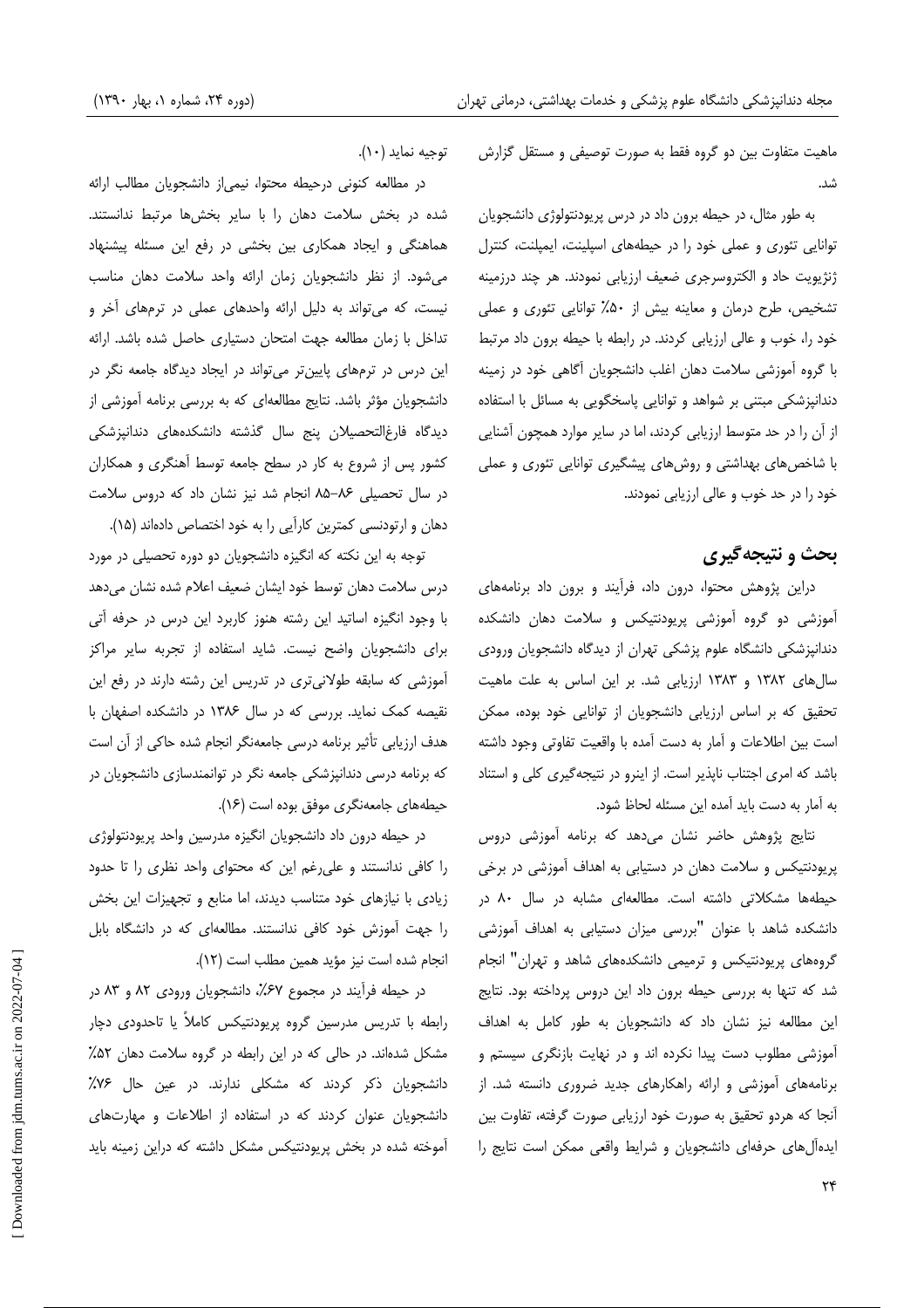ماهیت متفاوت بین دو گروه فقط به صورت توصیفی و مستقل گزارش شد.

به طور مثال، در حیطه برون داد در درس پریودنتولوژی دانشجویان توانایی تئوری و عملی خود را در حیطه‌های اسپلینت، ایمپلنت، کنترل ژنژیویت حاد و الکتروسرجری ضعیف ارزیابی نمودند. هر چند درزمینه تشخیص، طرح درمان و معاینه بیش از ۵۰٪ توانایی تئوری و عملی خود را، خوب و عالی ارزیابی کردند. در رابطه با حیطه برون داد مرتبط با گروه آموزشی سلامت دهان اغلب دانشجویان آگاهی خود در زمینه دندانپزشکی مبتنی بر شواهد و توانایی پاسخگویی به مسائل با استفاده از آن را در حد متوسط ارزیابی کردند، اما در سایر موارد همچون آشنایی با شاخص‌های بهداشتی و روش‌های پیشگیری توانایی تئوری و عملی خود را در حد خوب و عالی ارزیابی نمودند.

## بحث و نتیجه‌گیری

دراین پژوهش محتوا، درون داد، فرآیند و برون داد برنامه‌های آموزشی دو گروه آموزشی پریودنتیکس و سلامت دهان دانشکده دندانپزشکی دانشگاه علوم پزشکی تهران از دیدگاه دانشجویان ورودی سال‌های ۱۳۸۲ و ۱۳۸۳ ارزیابی شد. بر این اساس به علت ماهیت تحقیق که بر اساس ارزیابی دانشجویان از توانایی خود بوده، ممکن است بین اطلاعات و آمار به دست آمده با واقعیت تفاوتی وجود داشته باشد که امری اجتناب ناپذیر است. از اینرو در نتیجه‌گیری کلی و استناد به آمار به دست آمده باید این مسئله لحاظ شود.

نتایج پژوهش حاضر نشان می‌دهد که برنامه آموزشی دروس پریودنتیکس و سلامت دهان در دستیابی به اهداف آموزشی در برخی حیطه‌ها مشکلاتی داشته است. مطالعه‌ای مشابه در سال ۸۰ در دانشکده شاهد با عنوان "بررسی میزان دستیابی به اهداف آموزشی گروه‌های پریودنتیکس و ترمیمی دانشکده‌های شاهد و تهران" انجام شد که تنها به بررسی حیطه برون داد این دروس پرداخته بود. نتایج این مطالعه نیز نشان داد که دانشجویان به طور کامل به اهداف آموزشی مطلوب دست پیدا نکرده اند و در نهایت بازنگری سیستم و برنامه‌های آموزشی و ارائه راهکارهای جدید ضروری دانسته شد. از آنجا که هردو تحقیق به صورت خود ارزیابی صورت گرفته، تفاوت بین ایده‌آل‌های حرفه‌ای دانشجویان و شرایط واقعی ممکن است نتایج را توجیه نماید (۱۰).

در مطالعه کنونی درحیطه محتوا، نیمی‌از دانشجویان مطالب ارائه شده در بخش سلامت دهان را با سایر بخش‌ها مرتبط ندانستند. هماهنگی و ایجاد همکاری بین بخشی در رفع این مسئله پیشنهاد می‌شود. از نظر دانشجویان زمان ارائه واحد سلامت دهان مناسب نیست، که می‌تواند به دلیل ارائه واحدهای عملی در ترم‌های آخر و تداخل با زمان مطالعه جهت امتحان دستیاری حاصل شده باشد. ارائه این درس در ترم‌های پایین‌تر می‌تواند در ایجاد دیدگاه جامعه نگر در دانشجویان مؤثر باشد. نتایج مطالعه‌ای که به بررسی برنامه آموزشی از دیدگاه فارغ‌التحصیلان پنج سال گذشته دانشکده‌های دندانپزشکی کشور پس از شروع به کار در سطح جامعه توسط آهنگری و همکاران در سال تحصیلی ۸۶–۸۵ انجام شد نیز نشان داد که دروس سلامت دهان و ارتودنسی کمترین کارآیی را به خود اختصاص داده‌اند (۱۵).

توجه به این نکته که انگیزه دانشجویان دو دوره تحصیلی در مورد درس سلامت دهان توسط خود ایشان ضعیف اعلام شده نشان می‌دهد با وجود انگیزه اساتید این رشته هنوز کاربرد این درس در حرفه آتی برای دانشجویان واضح نیست. شاید استفاده از تجربه سایر مراکز آموزشی که سابقه طولانی‌تری در تدریس این رشته دارند در رفع این نقیصه کمک نماید. بررسی که در سال ۱۳۸۶ در دانشکده اصفهان با هدف ارزیابی تأثیر برنامه درسی جامعه‌نگر انجام شده حاکی از آن است که برنامه درسی دندانپزشکی جامعه نگر در توانمندسازی دانشجویان در حیطه‌های جامعه‌نگری موفق بوده است (۱۶).

در حیطه درون داد دانشجویان انگیزه مدرسین واحد پریودنتولوژی را کافی ندانستند و علی‌رغم این که محتوای واحد نظری را تا حدود زیادی با نیازهای خود متناسب دیدند، اما منابع و تجهیزات این بخش را جهت آموزش خود کافی ندانستند. مطالعه‌ای که در دانشگاه بابل انجام شده است نیز مؤید همین مطلب است (۱۲).

در حیطه فرآیند در مجموع ۶۷٪ دانشجویان ورودی ۸۲ و ۸۳ در رابطه با تدریس مدرسین گروه پریودنتیکس کاملاً یا تاحدودی دچار مشکل شده‌اند. در حالی که در این رابطه در گروه سلامت دهان ۵۲٪ دانشجویان ذکر کردند که مشکلی ندارند. در عین حال ۷۶٪ دانشجویان عنوان کردند که در استفاده از اطلاعات و مهارت‌های آموخته شده در بخش پریودنتیکس مشکل داشته که دراین زمینه باید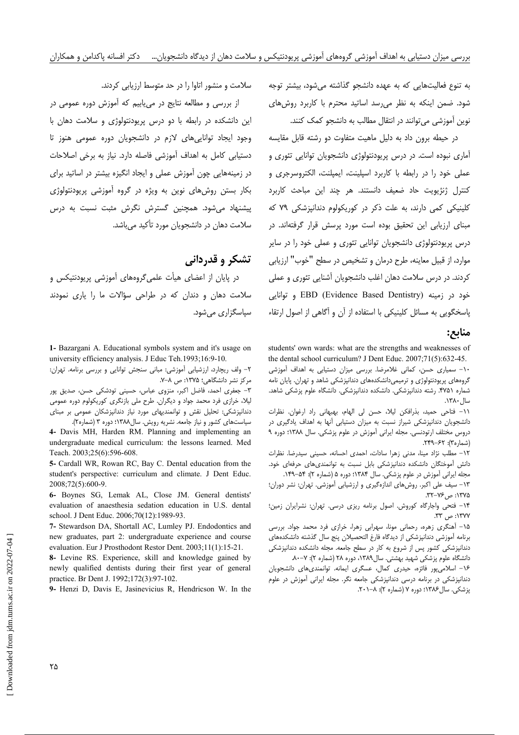به تنوع فعالیت‌هایی که به عهده دانشجو گذاشته می‌شود، بیشتر توجه شود. ضمن اینکه به نظر می‌رسد اساتید محترم با کاربرد روش‌های نوین آموزشی می‌توانند در انتقال مطالب به دانشجو کمک کنند.

در حیطه برون داد به دلیل ماهیت متفاوت دو رشته قابل مقایسه آماری نبوده است. در درس پریودنتولوژی دانشجویان توانایی تئوری و عملی خود را در رابطه با کاربرد اسپلینت، ایمپلنت، الکتروسرجری و کنترل ژنژیویت حاد ضعیف دانستند. هر چند این مباحث کاربرد کلینیکی کمی دارند، به علت ذکر در کوریکولوم دندانپزشکی ۷۹ که مبنای ارزیابی این تحقیق بوده است مورد پرسش قرار گرفته‌اند. در درس پریودنتولوژی دانشجویان توانایی تئوری و عملی خود را در سایر موارد، از قبیل معاینه، طرح درمان و تشخیص در سطح "خوب" ارزیابی کردند. در درس سلامت دهان اغلب دانشجویان آشنایی تئوری و عملی خود در زمینه EBD (Evidence Based Dentistry) و توانایی پاسخگویی به مسائل کلینیکی با استفاده از آن و آگاهی از اصول ارتقاء سلامت و منشور اتاوا را در حد متوسط ارزیابی کردند.

از بررسی و مطالعه نتایج در می‌یابیم که آموزش دوره عمومی در این دانشکده در رابطه با دو درس پریودنتولوژی و سلامت دهان با وجود ایجاد توانایی‌های لازم در دانشجویان دوره عمومی هنوز تا دستیابی کامل به اهداف آموزشی فاصله دارد. نیاز به برخی اصلاحات در زمینه‌هایی چون آموزش عملی و ایجاد انگیزه بیشتر در اساتید برای بکار بستن روش‌های نوین به ویژه در گروه آموزشی پریودنتولوژی پیشنهاد می‌شود. همچنین گسترش نگرش مثبت نسبت به درس سلامت دهان در دانشجویان مورد تأکید می‌باشد.

## تشکر و قدردانی

در پایان از اعضای هیأت علمی‌گروه‌های آموزشی پریودنتیکس و سلامت دهان و دندان که در طراحی سؤالات ما را یاری نمودند سپاسگزاری می‌شود.

## منابع:

1- Bazargani A. Educational symbols system and it's usage on university efficiency analysis. J Educ Teh.1993;16:9-10.

۲- ولف ریچارد، ارزشیابی آموزشی: مبانی سنجش توانایی و بررسی برنامه. تهران: مرکز نشر دانشگاهی؛ ۱۳۷۵: ص ۸-۷.

۳- جعفری احمد، فاضل اکبر، منزوی عباس، حسینی تودشکی حسن، صدیق پور لیلا، خرازی فرد محمد جواد و دیگران. طرح ملی بازنگری کوریکولوم دوره عمومی دندانپزشکی: تحلیل نقش و توانمندیهای مورد نیاز دندانپزشکان عمومی بر مبنای سیاست‌های کشور و نیاز جامعه. نشریه رویش. سال۱۳۸۸؛ دوره ۳ (شماره۲).

4- Davis MH, Harden RM. Planning and implementing an undergraduate medical curriculum: the lessons learned. Med Teach. 2003;25(6):596-608.

5- Cardall WR, Rowan RC, Bay C. Dental education from the student's perspective: curriculum and climate. J Dent Educ. 2008;72(5):600-9.

6- Boynes SG, Lemak AL, Close JM. General dentists' evaluation of anaesthesia sedation education in U.S. dental school. J Dent Educ. 2006;70(12):1989-93.

7- Stewardson DA, Shortall AC, Lumley PJ. Endodontics and new graduates, part 2: undergraduate experience and course evaluation. Eur J Prosthodont Restor Dent. 2003;11(1):15-21.

8- Levine RS. Experience, skill and knowledge gained by newly qualified dentists during their first year of general practice. Br Dent J. 1992;172(3):97-102.

9- Henzi D, Davis E, Jasinevicius R, Hendricson W. In the students' own wards: what are the strengths and weaknesses of the dental school curriculum? J Dent Educ. 2007;71(5):632-45.

۱۰- سمیاری حسن، کمانی غلامرضا. بررسی میزان دستیابی به اهداف آموزشی گروه‌های پریودنتولوژی و ترمیمی‌دانشکده‌های دندانپزشکی شاهد و تهران. پایان نامه شماره ۴۷۵۱. رشته دندانپزشکی. دانشکده دندانپزشکی. دانشگاه علوم پزشکی شاهد. سال ۱۳۸۰.

۱۱- فتاحی حمید، بذرافکن لیلا، حسن لی الهام، بهبهانی راد ارغوان. نظرات دانشجویان دندانپزشکی شیراز نسبت به میزان دستیابی آنها به اهداف یادگیری در دروس مختلف ارتودنسی. مجله ایرانی آموزش در علوم پزشکی. سال ۱۳۸۸؛ دوره ۹ (شماره۳): ۶۲-۲۴۹.

۱۲- مطلب نژاد مینا، مدنی زهرا سادات، احمدی احسانه، حسینی سیدرضا. نظرات دانش آموختگان دانشکده دندانپزشکی بابل نسبت به توانمندی‌های حرفه‌ای خود. مجله ایرانی آموزش در علوم پزشکی. سال ۱۳۸۴؛ دوره ۵ (شماره ۲): ۵۴-۱۴۹.

۱۳- سیف علی اکبر. روش‌های اندازه‌گیری و ارزشیابی آموزشی. تهران: نشر دوران؛ ۱۳۷۵: ص۷۶-۳۲.

۱۴- فتحی واجارگاه کوروش. اصول برنامه ریزی درسی. تهران: نشرایران زمین؛ ۱۳۷۷: ص ۳۳.

۱۵- آهنگری زهره، رحمانی مونا، سهرابی زهرا، خرازی فرد محمد جواد. بررسی برنامه آموزشی دندانپزشکی از دیدگاه فارغ التحصیلان پنج سال گذشته دانشکده‌های دندانپزشکی کشور پس از شروع به کار در سطح جامعه. مجله دانشکده دندانپزشکی دانشگاه علوم پزشکی شهید بهشتی. سال۱۳۸۹، دوره ۲۸ (شماره ۲): ۷-۸۰.

۱۶- اسلامی‌پور فائزه، حیدری کمال، عسگری ایمانه. توانمندی‌های دانشجویان دندانپزشکی در برنامه درسی دندانپزشکی جامعه نگر. مجله ایرانی آموزش در علوم پزشکی. سال۱۳۸۶؛ دوره ۷ (شماره ۲): ۸-۲۰۱.